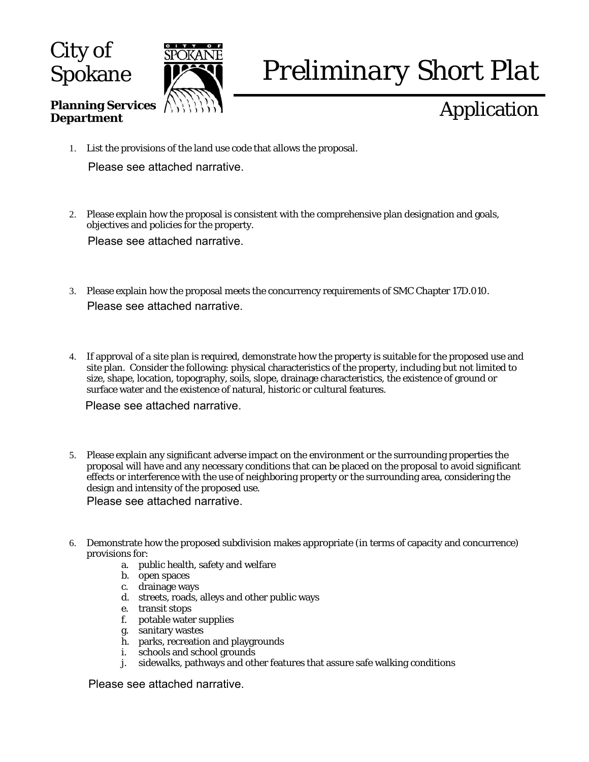# City of Spokane

**Planning Services Department**

# Preliminary Short Plat

## Application

1. List the provisions of the land use code that allows the proposal.

   Please see attached narrative.

2. Please explain how the proposal is consistent with the comprehensive plan designation and goals, objectives and policies for the property.

   Please see attached narrative.

3. Please explain how the proposal meets the concurrency requirements of SMC Chapter 17D.010.

   Please see attached narrative.

4. If approval of a site plan is required, demonstrate how the property is suitable for the proposed use and site plan. Consider the following: physical characteristics of the property, including but not limited to size, shape, location, topography, soils, slope, drainage characteristics, the existence of ground or surface water and the existence of natural, historic or cultural features.

   Please see attached narrative.

5. Please explain any significant adverse impact on the environment or the surrounding properties the proposal will have and any necessary conditions that can be placed on the proposal to avoid significant effects or interference with the use of neighboring property or the surrounding area, considering the design and intensity of the proposed use.

   Please see attached narrative.

6. Demonstrate how the proposed subdivision makes appropriate (in terms of capacity and concurrence) provisions for:
   a. public health, safety and welfare
   b. open spaces
   c. drainage ways
   d. streets, roads, alleys and other public ways
   e. transit stops
   f. potable water supplies
   g. sanitary wastes
   h. parks, recreation and playgrounds
   i. schools and school grounds
   j. sidewalks, pathways and other features that assure safe walking conditions

   Please see attached narrative.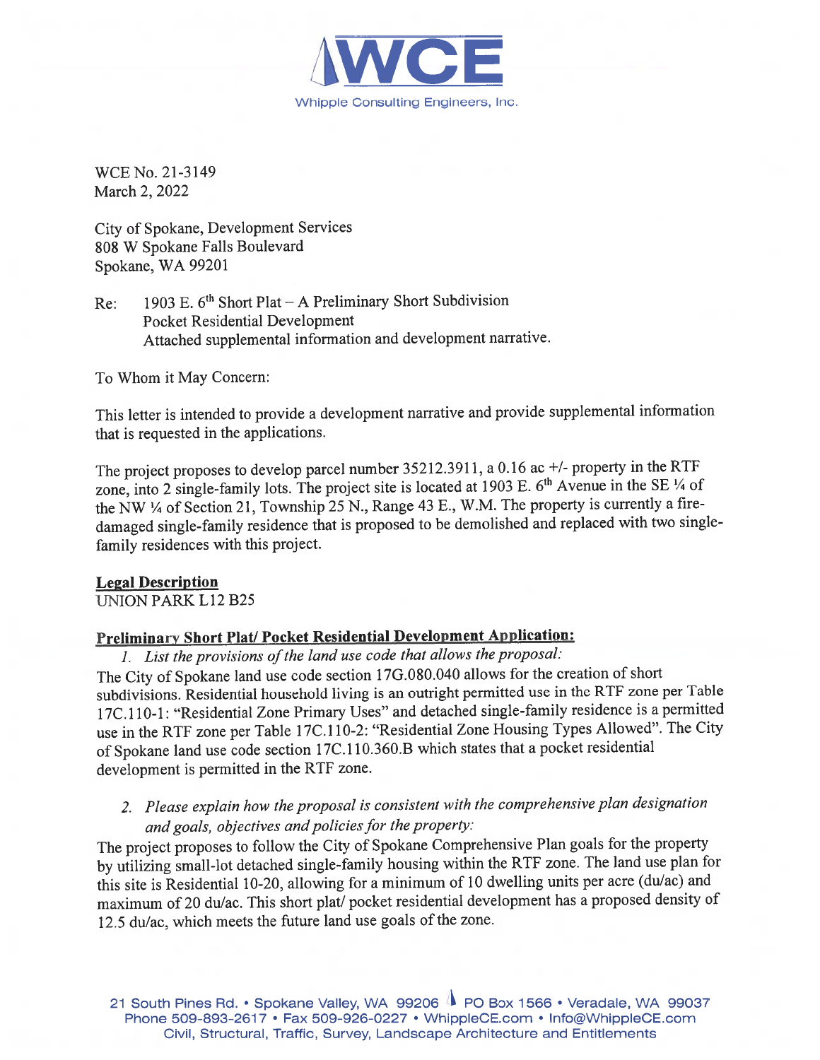WCE
Whipple Consulting Engineers, Inc.

WCE No. 21-3149
March 2, 2022

City of Spokane, Development Services
808 W Spokane Falls Boulevard
Spokane, WA 99201

Re: 1903 E. 6th Short Plat – A Preliminary Short Subdivision
Pocket Residential Development
Attached supplemental information and development narrative.

To Whom it May Concern:

This letter is intended to provide a development narrative and provide supplemental information that is requested in the applications.

The project proposes to develop parcel number 35212.3911, a 0.16 ac +/- property in the RTF zone, into 2 single-family lots. The project site is located at 1903 E. 6th Avenue in the SE ¼ of the NW ¼ of Section 21, Township 25 N., Range 43 E., W.M. The property is currently a fire-damaged single-family residence that is proposed to be demolished and replaced with two single-family residences with this project.

**Legal Description**

UNION PARK L12 B25

**Preliminary Short Plat/ Pocket Residential Development Application:**

1. *List the provisions of the land use code that allows the proposal:*

The City of Spokane land use code section 17G.080.040 allows for the creation of short subdivisions. Residential household living is an outright permitted use in the RTF zone per Table 17C.110-1: "Residential Zone Primary Uses" and detached single-family residence is a permitted use in the RTF zone per Table 17C.110-2: "Residential Zone Housing Types Allowed". The City of Spokane land use code section 17C.110.360.B which states that a pocket residential development is permitted in the RTF zone.

2. *Please explain how the proposal is consistent with the comprehensive plan designation and goals, objectives and policies for the property:*

The project proposes to follow the City of Spokane Comprehensive Plan goals for the property by utilizing small-lot detached single-family housing within the RTF zone. The land use plan for this site is Residential 10-20, allowing for a minimum of 10 dwelling units per acre (du/ac) and maximum of 20 du/ac. This short plat/ pocket residential development has a proposed density of 12.5 du/ac, which meets the future land use goals of the zone.

21 South Pines Rd. • Spokane Valley, WA 99206 PO Box 1566 • Veradale, WA 99037
Phone 509-893-2617 • Fax 509-926-0227 • WhippleCE.com • Info@WhippleCE.com
Civil, Structural, Traffic, Survey, Landscape Architecture and Entitlements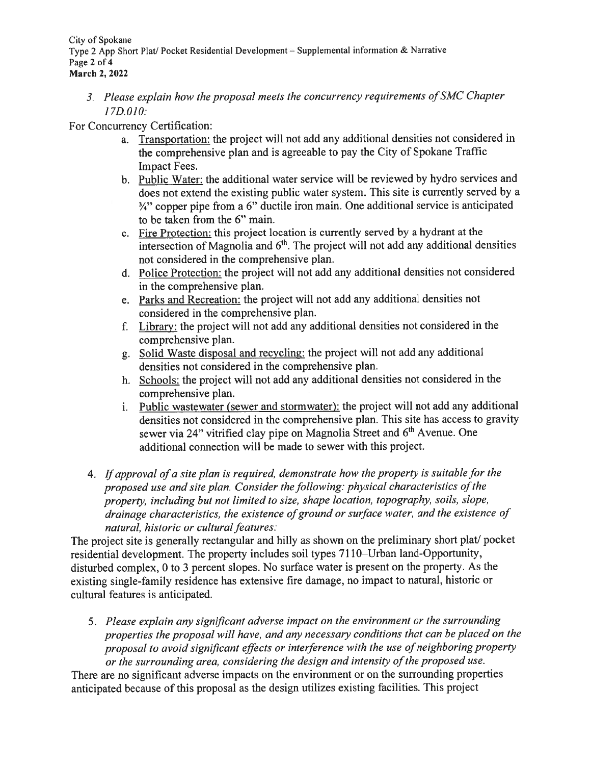3. *Please explain how the proposal meets the concurrency requirements of SMC Chapter 17D.010:*

For Concurrency Certification:

a. Transportation: the project will not add any additional densities not considered in the comprehensive plan and is agreeable to pay the City of Spokane Traffic Impact Fees.
b. Public Water: the additional water service will be reviewed by hydro services and does not extend the existing public water system. This site is currently served by a ¾" copper pipe from a 6" ductile iron main. One additional service is anticipated to be taken from the 6" main.
c. Fire Protection: this project location is currently served by a hydrant at the intersection of Magnolia and 6th. The project will not add any additional densities not considered in the comprehensive plan.
d. Police Protection: the project will not add any additional densities not considered in the comprehensive plan.
e. Parks and Recreation: the project will not add any additional densities not considered in the comprehensive plan.
f. Library: the project will not add any additional densities not considered in the comprehensive plan.
g. Solid Waste disposal and recycling: the project will not add any additional densities not considered in the comprehensive plan.
h. Schools: the project will not add any additional densities not considered in the comprehensive plan.
i. Public wastewater (sewer and stormwater): the project will not add any additional densities not considered in the comprehensive plan. This site has access to gravity sewer via 24" vitrified clay pipe on Magnolia Street and 6th Avenue. One additional connection will be made to sewer with this project.

4. *If approval of a site plan is required, demonstrate how the property is suitable for the proposed use and site plan. Consider the following: physical characteristics of the property, including but not limited to size, shape location, topography, soils, slope, drainage characteristics, the existence of ground or surface water, and the existence of natural, historic or cultural features:*

The project site is generally rectangular and hilly as shown on the preliminary short plat/ pocket residential development. The property includes soil types 7110–Urban land-Opportunity, disturbed complex, 0 to 3 percent slopes. No surface water is present on the property. As the existing single-family residence has extensive fire damage, no impact to natural, historic or cultural features is anticipated.

5. *Please explain any significant adverse impact on the environment or the surrounding properties the proposal will have, and any necessary conditions that can be placed on the proposal to avoid significant effects or interference with the use of neighboring property or the surrounding area, considering the design and intensity of the proposed use.*

There are no significant adverse impacts on the environment or on the surrounding properties anticipated because of this proposal as the design utilizes existing facilities. This project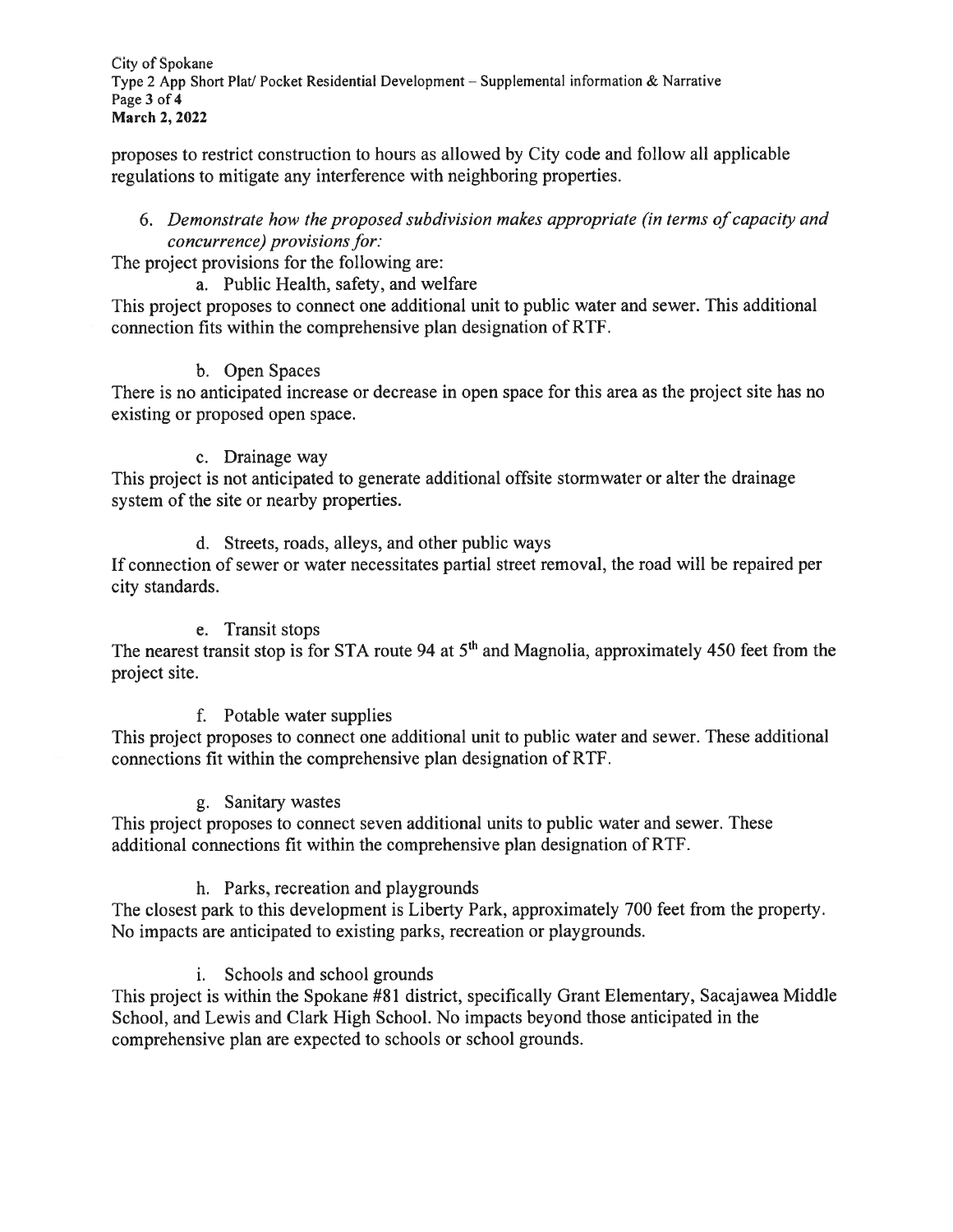proposes to restrict construction to hours as allowed by City code and follow all applicable regulations to mitigate any interference with neighboring properties.

6. *Demonstrate how the proposed subdivision makes appropriate (in terms of capacity and concurrence) provisions for:*

The project provisions for the following are:

a. Public Health, safety, and welfare

This project proposes to connect one additional unit to public water and sewer. This additional connection fits within the comprehensive plan designation of RTF.

b. Open Spaces

There is no anticipated increase or decrease in open space for this area as the project site has no existing or proposed open space.

c. Drainage way

This project is not anticipated to generate additional offsite stormwater or alter the drainage system of the site or nearby properties.

d. Streets, roads, alleys, and other public ways

If connection of sewer or water necessitates partial street removal, the road will be repaired per city standards.

e. Transit stops

The nearest transit stop is for STA route 94 at 5th and Magnolia, approximately 450 feet from the project site.

f. Potable water supplies

This project proposes to connect one additional unit to public water and sewer. These additional connections fit within the comprehensive plan designation of RTF.

g. Sanitary wastes

This project proposes to connect seven additional units to public water and sewer. These additional connections fit within the comprehensive plan designation of RTF.

h. Parks, recreation and playgrounds

The closest park to this development is Liberty Park, approximately 700 feet from the property. No impacts are anticipated to existing parks, recreation or playgrounds.

i. Schools and school grounds

This project is within the Spokane #81 district, specifically Grant Elementary, Sacajawea Middle School, and Lewis and Clark High School. No impacts beyond those anticipated in the comprehensive plan are expected to schools or school grounds.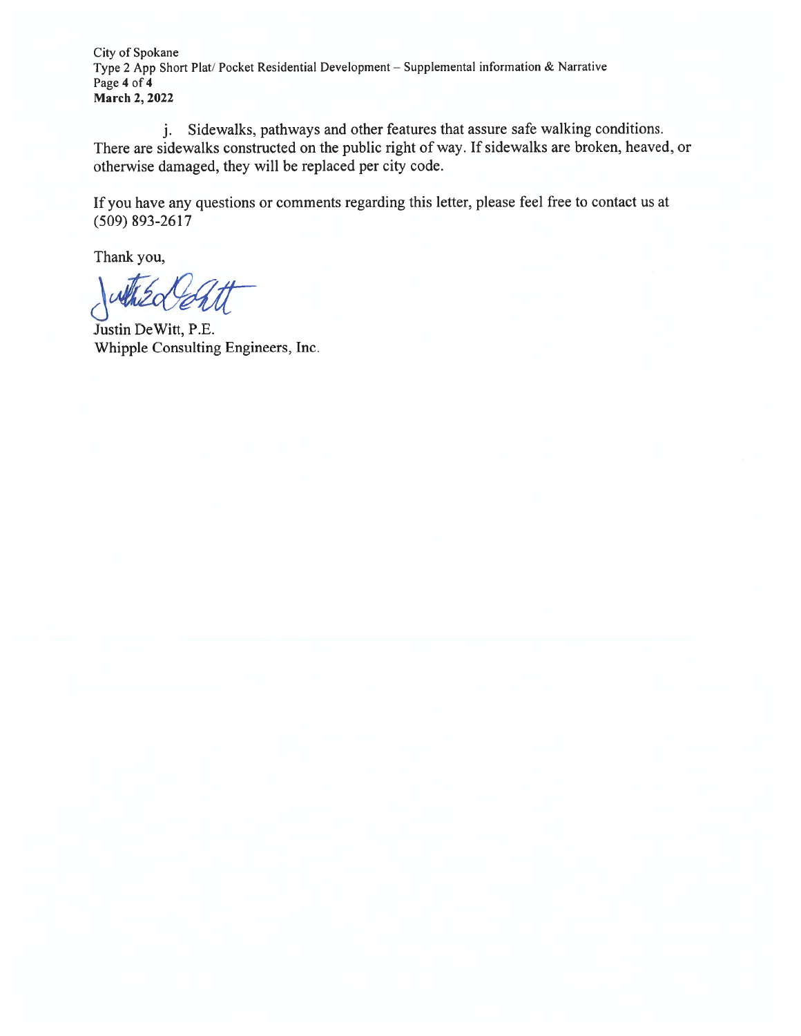j. Sidewalks, pathways and other features that assure safe walking conditions. There are sidewalks constructed on the public right of way. If sidewalks are broken, heaved, or otherwise damaged, they will be replaced per city code.

If you have any questions or comments regarding this letter, please feel free to contact us at (509) 893-2617

Thank you,

Justin DeWitt, P.E.
Whipple Consulting Engineers, Inc.